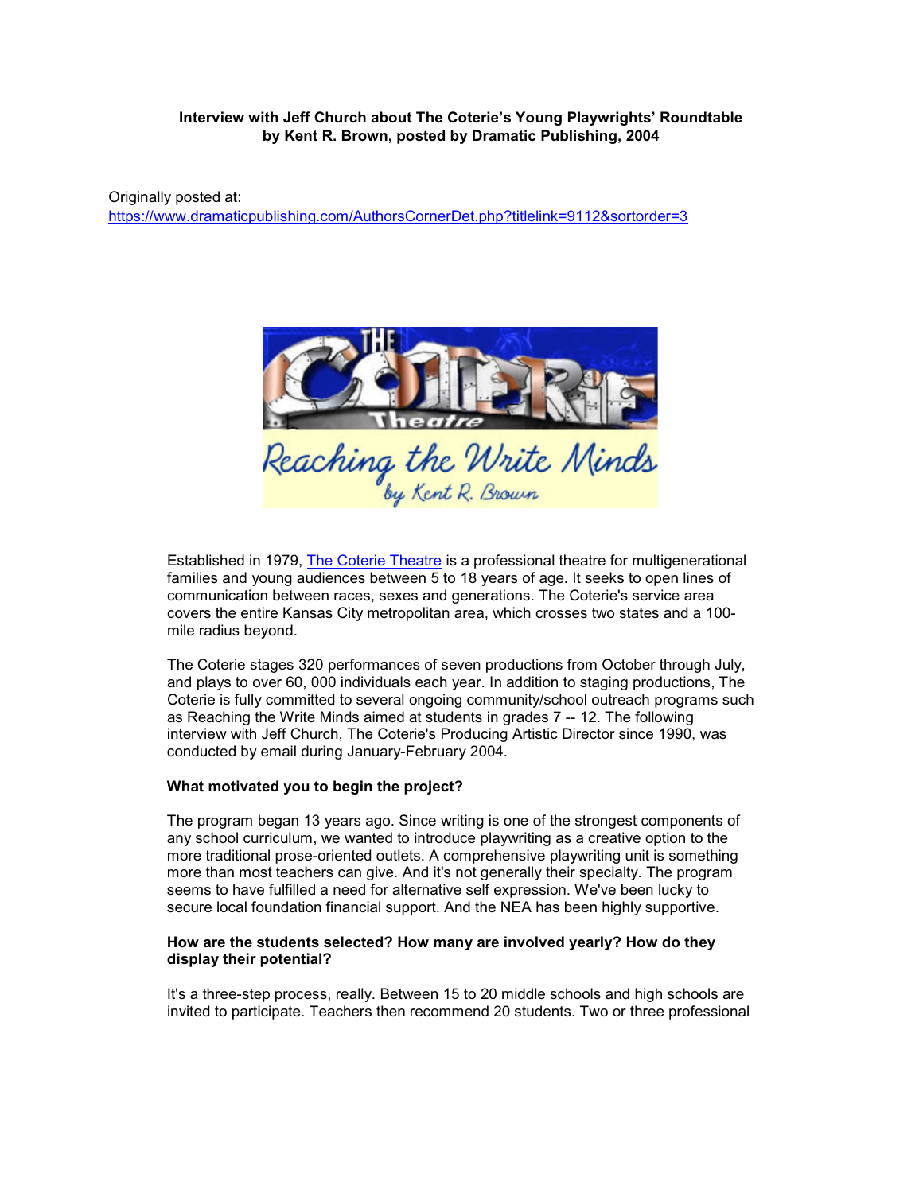**Interview with Jeff Church about The Coterie's Young Playwrights' Roundtable by Kent R. Brown, posted by Dramatic Publishing, 2004**

Originally posted at:
https://www.dramaticpublishing.com/AuthorsCornerDet.php?titlelink=9112&sortorder=3

Established in 1979, The Coterie Theatre is a professional theatre for multigenerational families and young audiences between 5 to 18 years of age. It seeks to open lines of communication between races, sexes and generations. The Coterie's service area covers the entire Kansas City metropolitan area, which crosses two states and a 100-mile radius beyond.

The Coterie stages 320 performances of seven productions from October through July, and plays to over 60, 000 individuals each year. In addition to staging productions, The Coterie is fully committed to several ongoing community/school outreach programs such as Reaching the Write Minds aimed at students in grades 7 -- 12. The following interview with Jeff Church, The Coterie's Producing Artistic Director since 1990, was conducted by email during January-February 2004.

**What motivated you to begin the project?**

The program began 13 years ago. Since writing is one of the strongest components of any school curriculum, we wanted to introduce playwriting as a creative option to the more traditional prose-oriented outlets. A comprehensive playwriting unit is something more than most teachers can give. And it's not generally their specialty. The program seems to have fulfilled a need for alternative self expression. We've been lucky to secure local foundation financial support. And the NEA has been highly supportive.

**How are the students selected? How many are involved yearly? How do they display their potential?**

It's a three-step process, really. Between 15 to 20 middle schools and high schools are invited to participate. Teachers then recommend 20 students. Two or three professional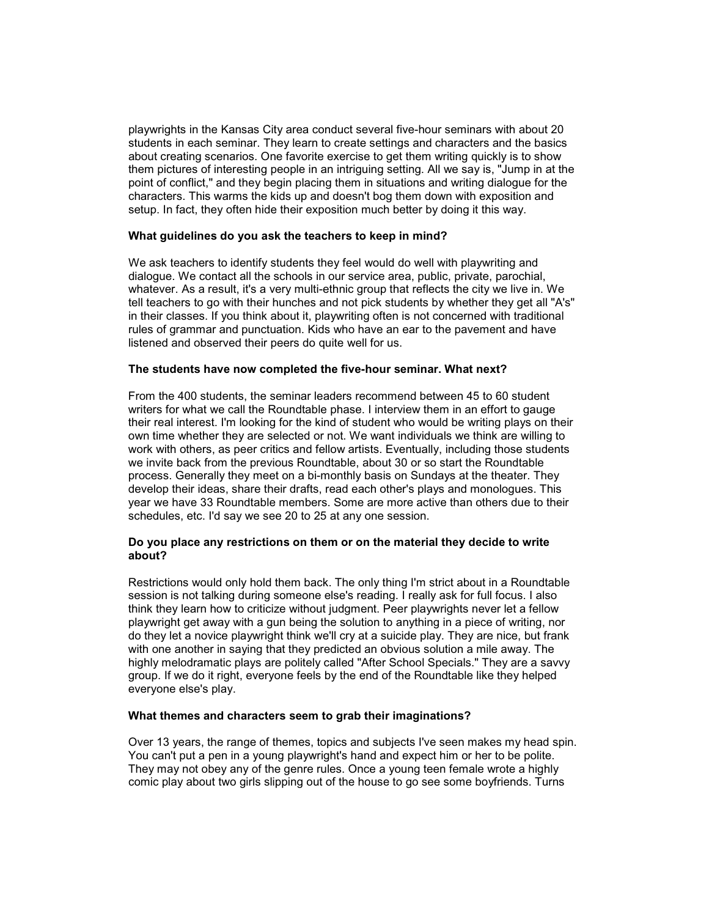playwrights in the Kansas City area conduct several five-hour seminars with about 20 students in each seminar. They learn to create settings and characters and the basics about creating scenarios. One favorite exercise to get them writing quickly is to show them pictures of interesting people in an intriguing setting. All we say is, "Jump in at the point of conflict," and they begin placing them in situations and writing dialogue for the characters. This warms the kids up and doesn't bog them down with exposition and setup. In fact, they often hide their exposition much better by doing it this way.

**What guidelines do you ask the teachers to keep in mind?**

We ask teachers to identify students they feel would do well with playwriting and dialogue. We contact all the schools in our service area, public, private, parochial, whatever. As a result, it's a very multi-ethnic group that reflects the city we live in. We tell teachers to go with their hunches and not pick students by whether they get all "A's" in their classes. If you think about it, playwriting often is not concerned with traditional rules of grammar and punctuation. Kids who have an ear to the pavement and have listened and observed their peers do quite well for us.

**The students have now completed the five-hour seminar. What next?**

From the 400 students, the seminar leaders recommend between 45 to 60 student writers for what we call the Roundtable phase. I interview them in an effort to gauge their real interest. I'm looking for the kind of student who would be writing plays on their own time whether they are selected or not. We want individuals we think are willing to work with others, as peer critics and fellow artists. Eventually, including those students we invite back from the previous Roundtable, about 30 or so start the Roundtable process. Generally they meet on a bi-monthly basis on Sundays at the theater. They develop their ideas, share their drafts, read each other's plays and monologues. This year we have 33 Roundtable members. Some are more active than others due to their schedules, etc. I'd say we see 20 to 25 at any one session.

**Do you place any restrictions on them or on the material they decide to write about?**

Restrictions would only hold them back. The only thing I'm strict about in a Roundtable session is not talking during someone else's reading. I really ask for full focus. I also think they learn how to criticize without judgment. Peer playwrights never let a fellow playwright get away with a gun being the solution to anything in a piece of writing, nor do they let a novice playwright think we'll cry at a suicide play. They are nice, but frank with one another in saying that they predicted an obvious solution a mile away. The highly melodramatic plays are politely called "After School Specials." They are a savvy group. If we do it right, everyone feels by the end of the Roundtable like they helped everyone else's play.

**What themes and characters seem to grab their imaginations?**

Over 13 years, the range of themes, topics and subjects I've seen makes my head spin. You can't put a pen in a young playwright's hand and expect him or her to be polite. They may not obey any of the genre rules. Once a young teen female wrote a highly comic play about two girls slipping out of the house to go see some boyfriends. Turns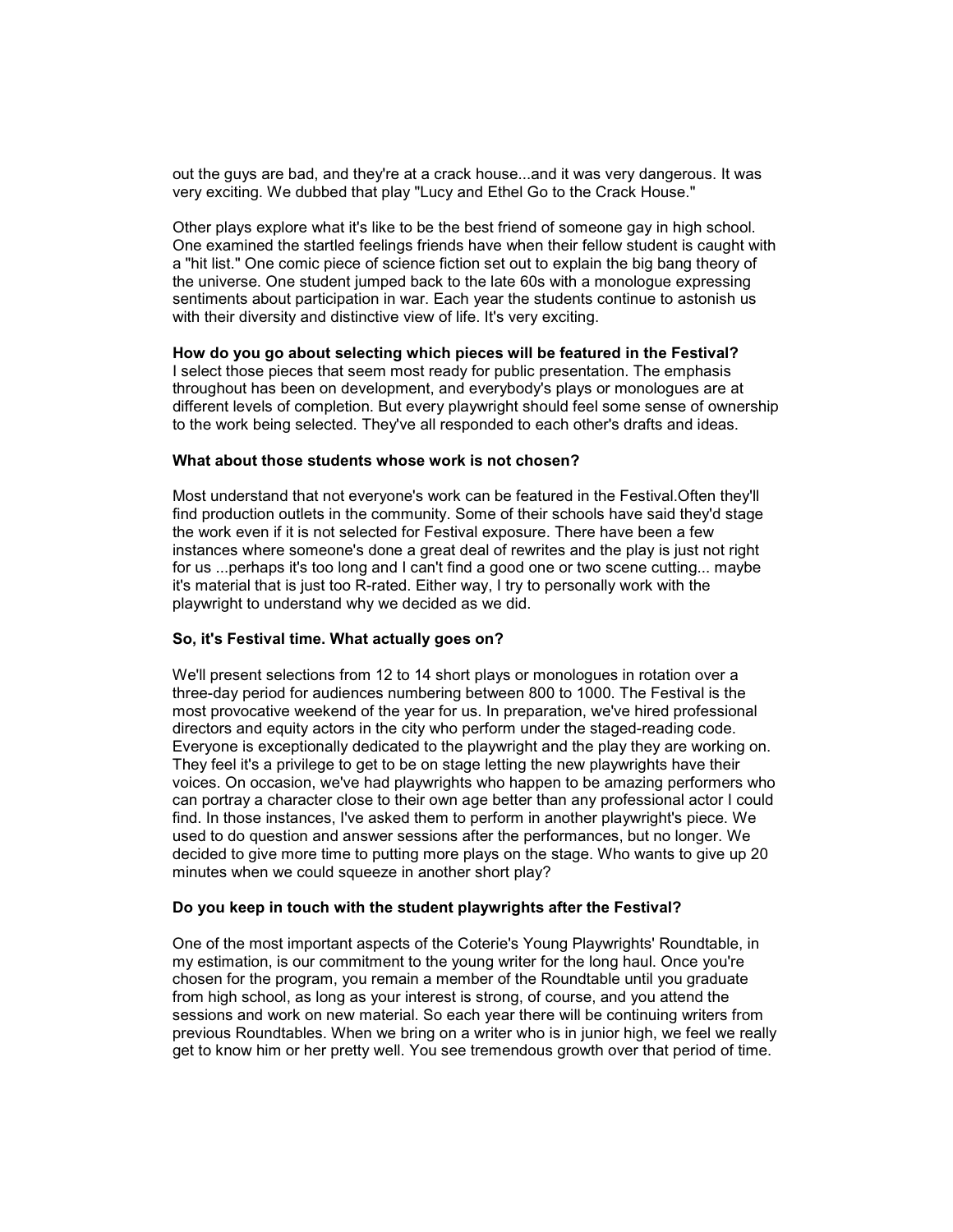out the guys are bad, and they're at a crack house...and it was very dangerous. It was very exciting. We dubbed that play "Lucy and Ethel Go to the Crack House."

Other plays explore what it's like to be the best friend of someone gay in high school. One examined the startled feelings friends have when their fellow student is caught with a "hit list." One comic piece of science fiction set out to explain the big bang theory of the universe. One student jumped back to the late 60s with a monologue expressing sentiments about participation in war. Each year the students continue to astonish us with their diversity and distinctive view of life. It's very exciting.

**How do you go about selecting which pieces will be featured in the Festival?**
I select those pieces that seem most ready for public presentation. The emphasis throughout has been on development, and everybody's plays or monologues are at different levels of completion. But every playwright should feel some sense of ownership to the work being selected. They've all responded to each other's drafts and ideas.

**What about those students whose work is not chosen?**

Most understand that not everyone's work can be featured in the Festival.Often they'll find production outlets in the community. Some of their schools have said they'd stage the work even if it is not selected for Festival exposure. There have been a few instances where someone's done a great deal of rewrites and the play is just not right for us ...perhaps it's too long and I can't find a good one or two scene cutting... maybe it's material that is just too R-rated. Either way, I try to personally work with the playwright to understand why we decided as we did.

**So, it's Festival time. What actually goes on?**

We'll present selections from 12 to 14 short plays or monologues in rotation over a three-day period for audiences numbering between 800 to 1000. The Festival is the most provocative weekend of the year for us. In preparation, we've hired professional directors and equity actors in the city who perform under the staged-reading code. Everyone is exceptionally dedicated to the playwright and the play they are working on. They feel it's a privilege to get to be on stage letting the new playwrights have their voices. On occasion, we've had playwrights who happen to be amazing performers who can portray a character close to their own age better than any professional actor I could find. In those instances, I've asked them to perform in another playwright's piece. We used to do question and answer sessions after the performances, but no longer. We decided to give more time to putting more plays on the stage. Who wants to give up 20 minutes when we could squeeze in another short play?

**Do you keep in touch with the student playwrights after the Festival?**

One of the most important aspects of the Coterie's Young Playwrights' Roundtable, in my estimation, is our commitment to the young writer for the long haul. Once you're chosen for the program, you remain a member of the Roundtable until you graduate from high school, as long as your interest is strong, of course, and you attend the sessions and work on new material. So each year there will be continuing writers from previous Roundtables. When we bring on a writer who is in junior high, we feel we really get to know him or her pretty well. You see tremendous growth over that period of time.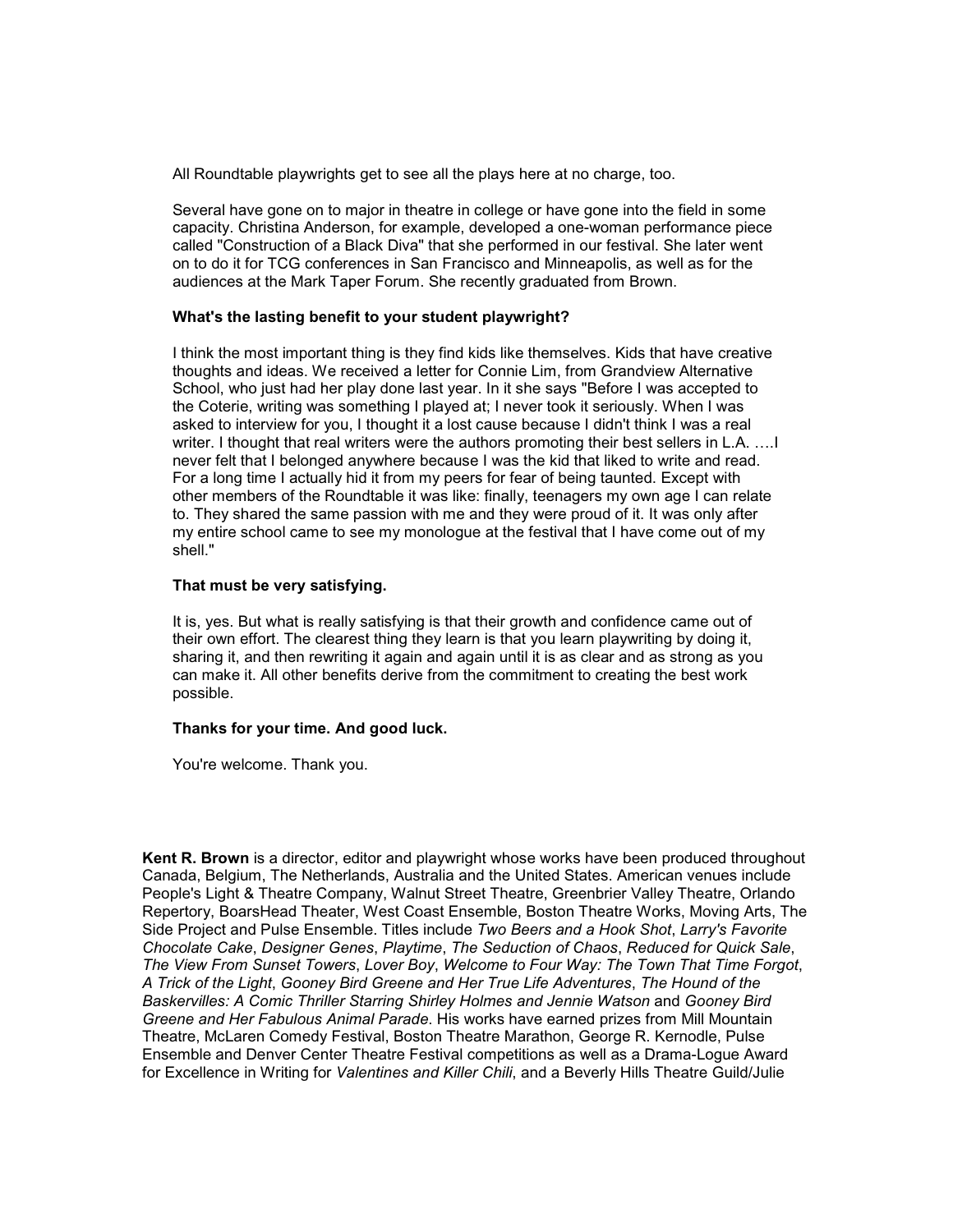All Roundtable playwrights get to see all the plays here at no charge, too.

Several have gone on to major in theatre in college or have gone into the field in some capacity. Christina Anderson, for example, developed a one-woman performance piece called "Construction of a Black Diva" that she performed in our festival. She later went on to do it for TCG conferences in San Francisco and Minneapolis, as well as for the audiences at the Mark Taper Forum. She recently graduated from Brown.

**What's the lasting benefit to your student playwright?**

I think the most important thing is they find kids like themselves. Kids that have creative thoughts and ideas. We received a letter for Connie Lim, from Grandview Alternative School, who just had her play done last year. In it she says "Before I was accepted to the Coterie, writing was something I played at; I never took it seriously. When I was asked to interview for you, I thought it a lost cause because I didn't think I was a real writer. I thought that real writers were the authors promoting their best sellers in L.A. ….I never felt that I belonged anywhere because I was the kid that liked to write and read. For a long time I actually hid it from my peers for fear of being taunted. Except with other members of the Roundtable it was like: finally, teenagers my own age I can relate to. They shared the same passion with me and they were proud of it. It was only after my entire school came to see my monologue at the festival that I have come out of my shell."

**That must be very satisfying.**

It is, yes. But what is really satisfying is that their growth and confidence came out of their own effort. The clearest thing they learn is that you learn playwriting by doing it, sharing it, and then rewriting it again and again until it is as clear and as strong as you can make it. All other benefits derive from the commitment to creating the best work possible.

**Thanks for your time. And good luck.**

You're welcome. Thank you.

**Kent R. Brown** is a director, editor and playwright whose works have been produced throughout Canada, Belgium, The Netherlands, Australia and the United States. American venues include People's Light & Theatre Company, Walnut Street Theatre, Greenbrier Valley Theatre, Orlando Repertory, BoarsHead Theater, West Coast Ensemble, Boston Theatre Works, Moving Arts, The Side Project and Pulse Ensemble. Titles include *Two Beers and a Hook Shot*, *Larry's Favorite Chocolate Cake*, *Designer Genes*, *Playtime*, *The Seduction of Chaos*, *Reduced for Quick Sale*, *The View From Sunset Towers*, *Lover Boy*, *Welcome to Four Way: The Town That Time Forgot*, *A Trick of the Light*, *Gooney Bird Greene and Her True Life Adventures*, *The Hound of the Baskervilles: A Comic Thriller Starring Shirley Holmes and Jennie Watson* and *Gooney Bird Greene and Her Fabulous Animal Parade*. His works have earned prizes from Mill Mountain Theatre, McLaren Comedy Festival, Boston Theatre Marathon, George R. Kernodle, Pulse Ensemble and Denver Center Theatre Festival competitions as well as a Drama-Logue Award for Excellence in Writing for *Valentines and Killer Chili*, and a Beverly Hills Theatre Guild/Julie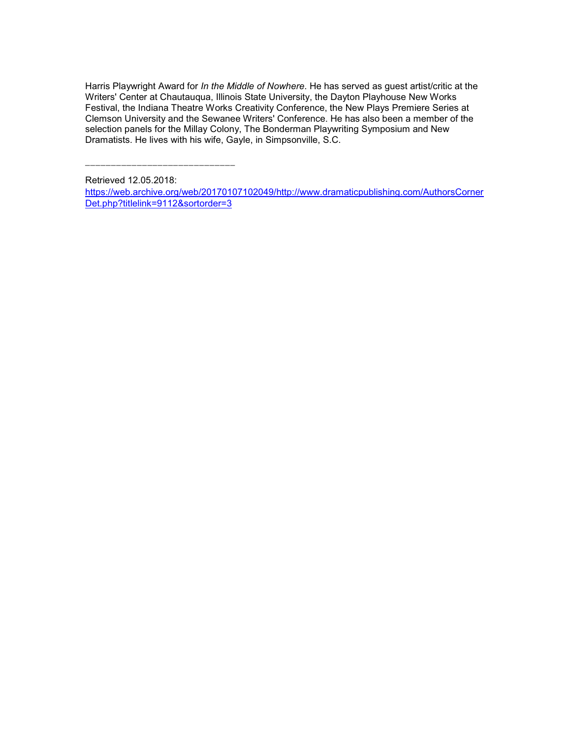Harris Playwright Award for *In the Middle of Nowhere*. He has served as guest artist/critic at the Writers' Center at Chautauqua, Illinois State University, the Dayton Playhouse New Works Festival, the Indiana Theatre Works Creativity Conference, the New Plays Premiere Series at Clemson University and the Sewanee Writers' Conference. He has also been a member of the selection panels for the Millay Colony, The Bonderman Playwriting Symposium and New Dramatists. He lives with his wife, Gayle, in Simpsonville, S.C.

\_\_\_\_\_\_\_\_\_\_\_\_\_\_\_\_\_\_\_\_\_\_\_\_\_\_\_\_\_\_

Retrieved 12.05.2018:
https://web.archive.org/web/20170107102049/http://www.dramaticpublishing.com/AuthorsCornerDet.php?titlelink=9112&sortorder=3